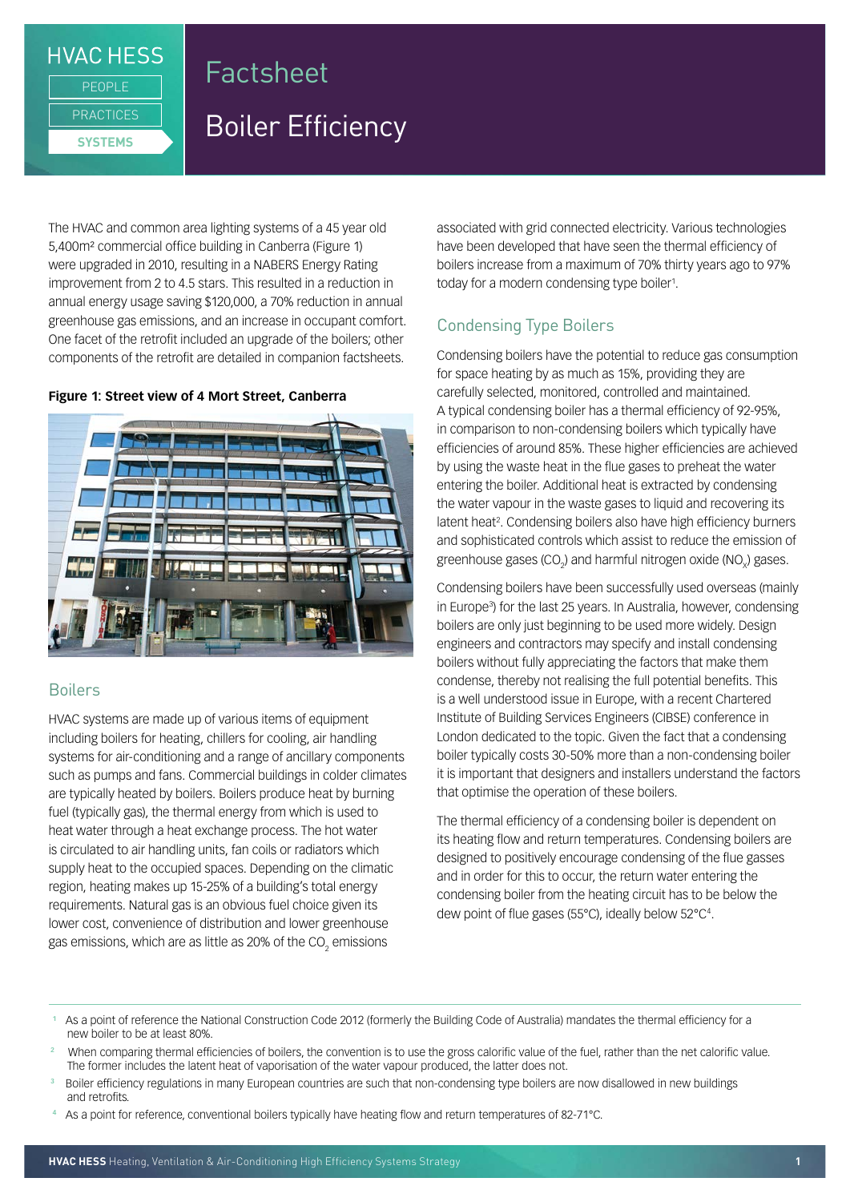HVAC HESS

PEOPLE

PRACTICES

**SYSTEMS**

# Factsheet

# Boiler Efficiency

The HVAC and common area lighting systems of a 45 year old 5,400m² commercial office building in Canberra (Figure 1) were upgraded in 2010, resulting in a NABERS Energy Rating improvement from 2 to 4.5 stars. This resulted in a reduction in annual energy usage saving $120,000, a 70% reduction in annual greenhouse gas emissions, and an increase in occupant comfort. One facet of the retrofit included an upgrade of the boilers; other components of the retrofit are detailed in companion factsheets.

**Figure 1: Street view of 4 Mort Street, Canberra**

## Boilers

HVAC systems are made up of various items of equipment including boilers for heating, chillers for cooling, air handling systems for air-conditioning and a range of ancillary components such as pumps and fans. Commercial buildings in colder climates are typically heated by boilers. Boilers produce heat by burning fuel (typically gas), the thermal energy from which is used to heat water through a heat exchange process. The hot water is circulated to air handling units, fan coils or radiators which supply heat to the occupied spaces. Depending on the climatic region, heating makes up 15-25% of a building's total energy requirements. Natural gas is an obvious fuel choice given its lower cost, convenience of distribution and lower greenhouse gas emissions, which are as little as 20% of the $CO_2$ emissions associated with grid connected electricity. Various technologies have been developed that have seen the thermal efficiency of boilers increase from a maximum of 70% thirty years ago to 97% today for a modern condensing type boiler[1].

## Condensing Type Boilers

Condensing boilers have the potential to reduce gas consumption for space heating by as much as 15%, providing they are carefully selected, monitored, controlled and maintained. A typical condensing boiler has a thermal efficiency of 92-95%, in comparison to non-condensing boilers which typically have efficiencies of around 85%. These higher efficiencies are achieved by using the waste heat in the flue gases to preheat the water entering the boiler. Additional heat is extracted by condensing the water vapour in the waste gases to liquid and recovering its latent heat[2]. Condensing boilers also have high efficiency burners and sophisticated controls which assist to reduce the emission of greenhouse gases ($CO_2$) and harmful nitrogen oxide ($NO_x$) gases.

Condensing boilers have been successfully used overseas (mainly in Europe[3]) for the last 25 years. In Australia, however, condensing boilers are only just beginning to be used more widely. Design engineers and contractors may specify and install condensing boilers without fully appreciating the factors that make them condense, thereby not realising the full potential benefits. This is a well understood issue in Europe, with a recent Chartered Institute of Building Services Engineers (CIBSE) conference in London dedicated to the topic. Given the fact that a condensing boiler typically costs 30-50% more than a non-condensing boiler it is important that designers and installers understand the factors that optimise the operation of these boilers.

The thermal efficiency of a condensing boiler is dependent on its heating flow and return temperatures. Condensing boilers are designed to positively encourage condensing of the flue gasses and in order for this to occur, the return water entering the condensing boiler from the heating circuit has to be below the dew point of flue gases (55°C), ideally below 52°C[4].

---

[1] As a point of reference the National Construction Code 2012 (formerly the Building Code of Australia) mandates the thermal efficiency for a new boiler to be at least 80%.

[2] When comparing thermal efficiencies of boilers, the convention is to use the gross calorific value of the fuel, rather than the net calorific value. The former includes the latent heat of vaporisation of the water vapour produced, the latter does not.

[3] Boiler efficiency regulations in many European countries are such that non-condensing type boilers are now disallowed in new buildings and retrofits.

[4] As a point for reference, conventional boilers typically have heating flow and return temperatures of 82-71°C.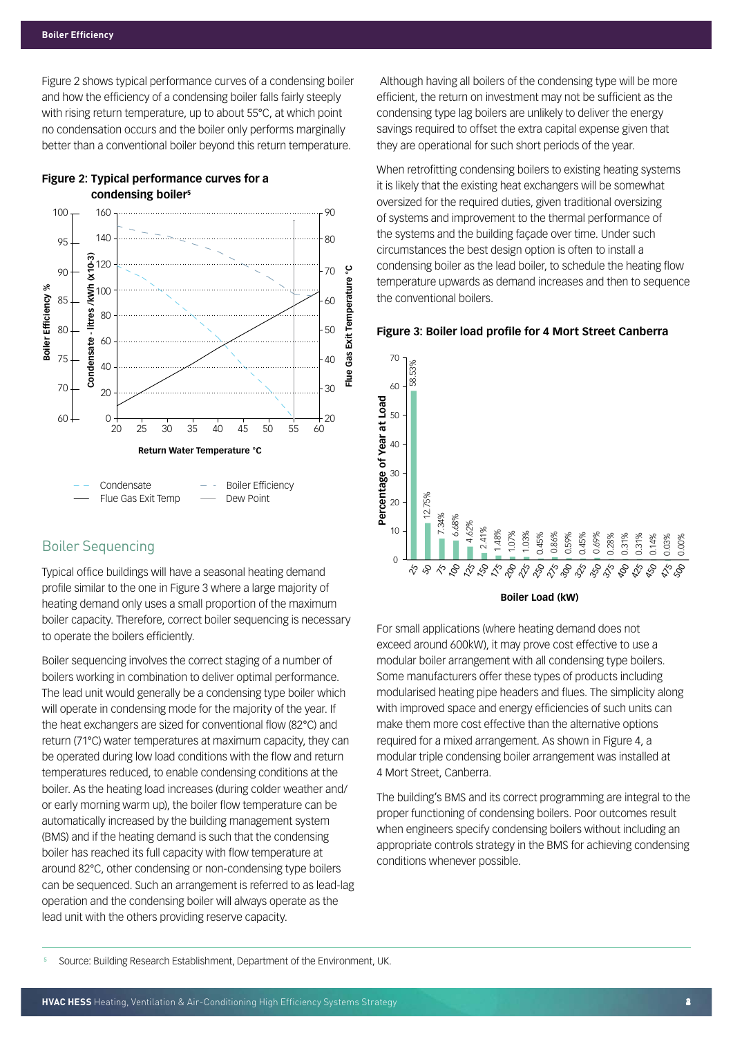Figure 2 shows typical performance curves of a condensing boiler and how the efficiency of a condensing boiler falls fairly steeply with rising return temperature, up to about 55°C, at which point no condensation occurs and the boiler only performs marginally better than a conventional boiler beyond this return temperature.

**Figure 2: Typical performance curves for a condensing boiler**[5]

## Boiler Sequencing

Typical office buildings will have a seasonal heating demand profile similar to the one in Figure 3 where a large majority of heating demand only uses a small proportion of the maximum boiler capacity. Therefore, correct boiler sequencing is necessary to operate the boilers efficiently.

Boiler sequencing involves the correct staging of a number of boilers working in combination to deliver optimal performance. The lead unit would generally be a condensing type boiler which will operate in condensing mode for the majority of the year. If the heat exchangers are sized for conventional flow (82°C) and return (71°C) water temperatures at maximum capacity, they can be operated during low load conditions with the flow and return temperatures reduced, to enable condensing conditions at the boiler. As the heating load increases (during colder weather and/or early morning warm up), the boiler flow temperature can be automatically increased by the building management system (BMS) and if the heating demand is such that the condensing boiler has reached its full capacity with flow temperature at around 82°C, other condensing or non-condensing type boilers can be sequenced. Such an arrangement is referred to as lead-lag operation and the condensing boiler will always operate as the lead unit with the others providing reserve capacity.

Although having all boilers of the condensing type will be more efficient, the return on investment may not be sufficient as the condensing type lag boilers are unlikely to deliver the energy savings required to offset the extra capital expense given that they are operational for such short periods of the year.

When retrofitting condensing boilers to existing heating systems it is likely that the existing heat exchangers will be somewhat oversized for the required duties, given traditional oversizing of systems and improvement to the thermal performance of the systems and the building façade over time. Under such circumstances the best design option is often to install a condensing boiler as the lead boiler, to schedule the heating flow temperature upwards as demand increases and then to sequence the conventional boilers.

**Figure 3: Boiler load profile for 4 Mort Street Canberra**

For small applications (where heating demand does not exceed around 600kW), it may prove cost effective to use a modular boiler arrangement with all condensing type boilers. Some manufacturers offer these types of products including modularised heating pipe headers and flues. The simplicity along with improved space and energy efficiencies of such units can make them more cost effective than the alternative options required for a mixed arrangement. As shown in Figure 4, a modular triple condensing boiler arrangement was installed at 4 Mort Street, Canberra.

The building's BMS and its correct programming are integral to the proper functioning of condensing boilers. Poor outcomes result when engineers specify condensing boilers without including an appropriate controls strategy in the BMS for achieving condensing conditions whenever possible.

---

[5] Source: Building Research Establishment, Department of the Environment, UK.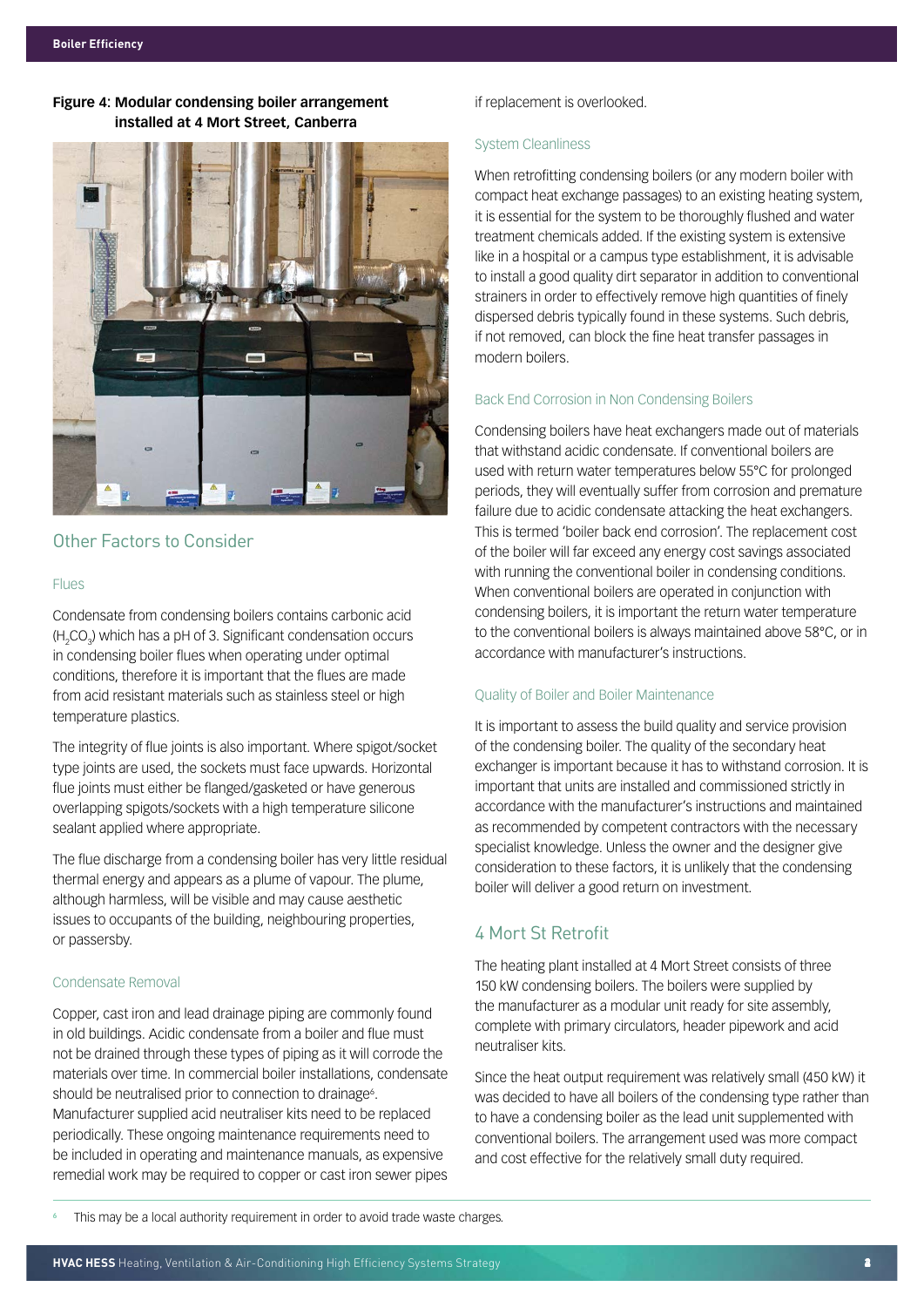**Figure 4: Modular condensing boiler arrangement installed at 4 Mort Street, Canberra**

## Other Factors to Consider

### Flues

Condensate from condensing boilers contains carbonic acid ($H_2CO_3$) which has a pH of 3. Significant condensation occurs in condensing boiler flues when operating under optimal conditions, therefore it is important that the flues are made from acid resistant materials such as stainless steel or high temperature plastics.

The integrity of flue joints is also important. Where spigot/socket type joints are used, the sockets must face upwards. Horizontal flue joints must either be flanged/gasketed or have generous overlapping spigots/sockets with a high temperature silicone sealant applied where appropriate.

The flue discharge from a condensing boiler has very little residual thermal energy and appears as a plume of vapour. The plume, although harmless, will be visible and may cause aesthetic issues to occupants of the building, neighbouring properties, or passersby.

### Condensate Removal

Copper, cast iron and lead drainage piping are commonly found in old buildings. Acidic condensate from a boiler and flue must not be drained through these types of piping as it will corrode the materials over time. In commercial boiler installations, condensate should be neutralised prior to connection to drainage[6]. Manufacturer supplied acid neutraliser kits need to be replaced periodically. These ongoing maintenance requirements need to be included in operating and maintenance manuals, as expensive remedial work may be required to copper or cast iron sewer pipes if replacement is overlooked.

### System Cleanliness

When retrofitting condensing boilers (or any modern boiler with compact heat exchange passages) to an existing heating system, it is essential for the system to be thoroughly flushed and water treatment chemicals added. If the existing system is extensive like in a hospital or a campus type establishment, it is advisable to install a good quality dirt separator in addition to conventional strainers in order to effectively remove high quantities of finely dispersed debris typically found in these systems. Such debris, if not removed, can block the fine heat transfer passages in modern boilers.

### Back End Corrosion in Non Condensing Boilers

Condensing boilers have heat exchangers made out of materials that withstand acidic condensate. If conventional boilers are used with return water temperatures below 55°C for prolonged periods, they will eventually suffer from corrosion and premature failure due to acidic condensate attacking the heat exchangers. This is termed 'boiler back end corrosion'. The replacement cost of the boiler will far exceed any energy cost savings associated with running the conventional boiler in condensing conditions. When conventional boilers are operated in conjunction with condensing boilers, it is important the return water temperature to the conventional boilers is always maintained above 58°C, or in accordance with manufacturer's instructions.

### Quality of Boiler and Boiler Maintenance

It is important to assess the build quality and service provision of the condensing boiler. The quality of the secondary heat exchanger is important because it has to withstand corrosion. It is important that units are installed and commissioned strictly in accordance with the manufacturer's instructions and maintained as recommended by competent contractors with the necessary specialist knowledge. Unless the owner and the designer give consideration to these factors, it is unlikely that the condensing boiler will deliver a good return on investment.

## 4 Mort St Retrofit

The heating plant installed at 4 Mort Street consists of three 150 kW condensing boilers. The boilers were supplied by the manufacturer as a modular unit ready for site assembly, complete with primary circulators, header pipework and acid neutraliser kits.

Since the heat output requirement was relatively small (450 kW) it was decided to have all boilers of the condensing type rather than to have a condensing boiler as the lead unit supplemented with conventional boilers. The arrangement used was more compact and cost effective for the relatively small duty required.

---

[6] This may be a local authority requirement in order to avoid trade waste charges.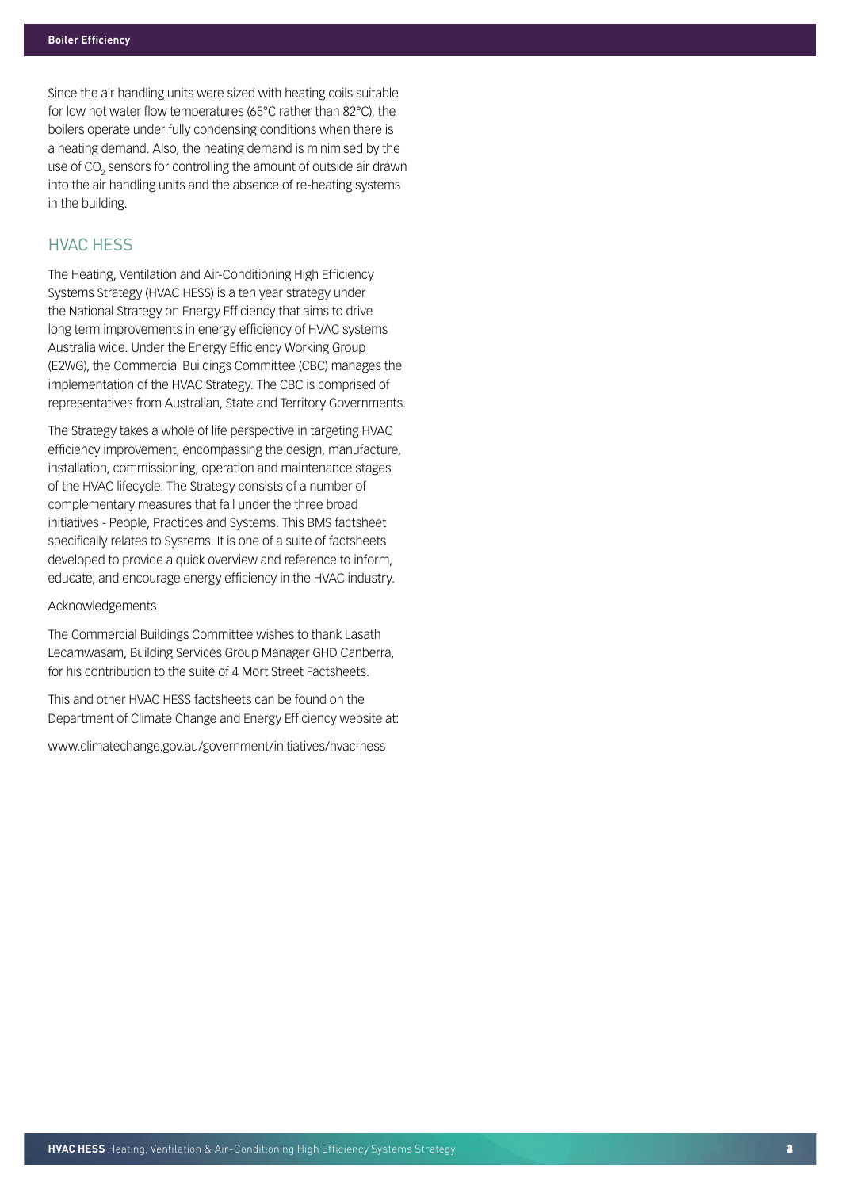Since the air handling units were sized with heating coils suitable for low hot water flow temperatures (65°C rather than 82°C), the boilers operate under fully condensing conditions when there is a heating demand. Also, the heating demand is minimised by the use of $CO_2$ sensors for controlling the amount of outside air drawn into the air handling units and the absence of re-heating systems in the building.

## HVAC HESS

The Heating, Ventilation and Air-Conditioning High Efficiency Systems Strategy (HVAC HESS) is a ten year strategy under the National Strategy on Energy Efficiency that aims to drive long term improvements in energy efficiency of HVAC systems Australia wide. Under the Energy Efficiency Working Group (E2WG), the Commercial Buildings Committee (CBC) manages the implementation of the HVAC Strategy. The CBC is comprised of representatives from Australian, State and Territory Governments.

The Strategy takes a whole of life perspective in targeting HVAC efficiency improvement, encompassing the design, manufacture, installation, commissioning, operation and maintenance stages of the HVAC lifecycle. The Strategy consists of a number of complementary measures that fall under the three broad initiatives - People, Practices and Systems. This BMS factsheet specifically relates to Systems. It is one of a suite of factsheets developed to provide a quick overview and reference to inform, educate, and encourage energy efficiency in the HVAC industry.

Acknowledgements

The Commercial Buildings Committee wishes to thank Lasath Lecamwasam, Building Services Group Manager GHD Canberra, for his contribution to the suite of 4 Mort Street Factsheets.

This and other HVAC HESS factsheets can be found on the Department of Climate Change and Energy Efficiency website at:

www.climatechange.gov.au/government/initiatives/hvac-hess